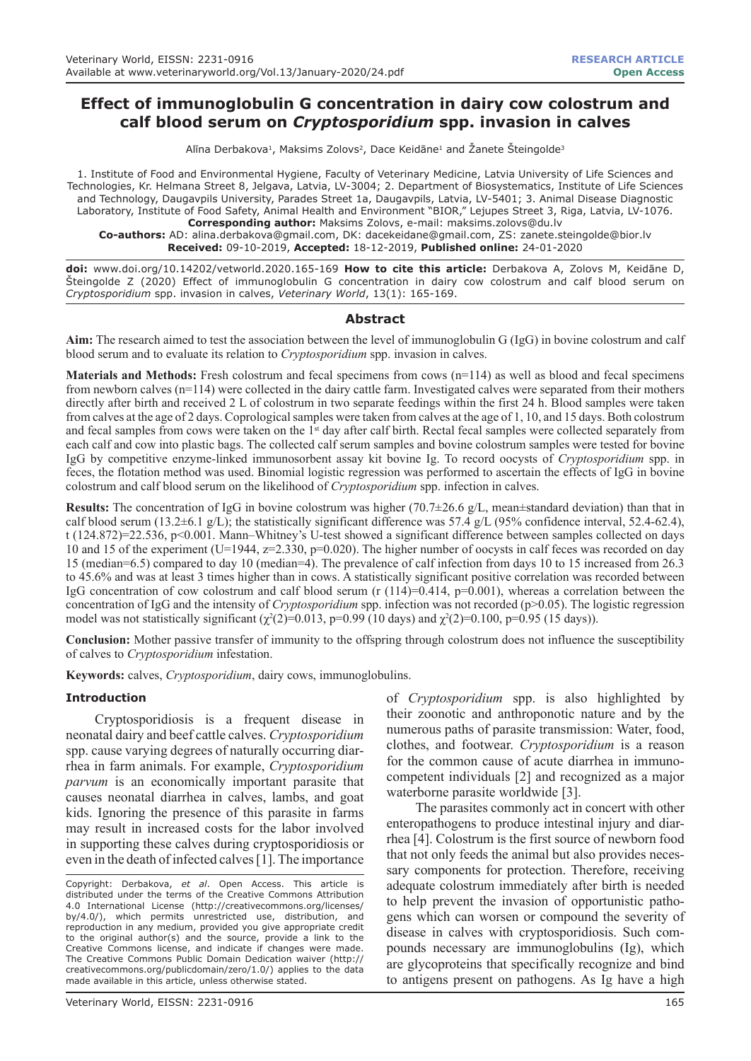# Effect of immunoglobulin G concentration in dairy cow colostrum and calf blood serum on *Cryptosporidium* spp. invasion in calves

Alīna Derbakova[1], Maksims Zolovs[2], Dace Keidāne[1] and Žanete Šteingolde[3]

1. Institute of Food and Environmental Hygiene, Faculty of Veterinary Medicine, Latvia University of Life Sciences and Technologies, Kr. Helmana Street 8, Jelgava, Latvia, LV-3004; 2. Department of Biosystematics, Institute of Life Sciences and Technology, Daugavpils University, Parades Street 1a, Daugavpils, Latvia, LV-5401; 3. Animal Disease Diagnostic Laboratory, Institute of Food Safety, Animal Health and Environment "BIOR," Lejupes Street 3, Riga, Latvia, LV-1076.

**Corresponding author:** Maksims Zolovs, e-mail: maksims.zolovs@du.lv

**Co-authors:** AD: alina.derbakova@gmail.com, DK: dacekeidane@gmail.com, ZS: zanete.steingolde@bior.lv

**Received:** 09-10-2019, **Accepted:** 18-12-2019, **Published online:** 24-01-2020

**doi:** www.doi.org/10.14202/vetworld.2020.165-169 **How to cite this article:** Derbakova A, Zolovs M, Keidāne D, Šteingolde Z (2020) Effect of immunoglobulin G concentration in dairy cow colostrum and calf blood serum on *Cryptosporidium* spp. invasion in calves, *Veterinary World*, 13(1): 165-169.

## Abstract

**Aim:** The research aimed to test the association between the level of immunoglobulin G (IgG) in bovine colostrum and calf blood serum and to evaluate its relation to *Cryptosporidium* spp. invasion in calves.

**Materials and Methods:** Fresh colostrum and fecal specimens from cows (n=114) as well as blood and fecal specimens from newborn calves (n=114) were collected in the dairy cattle farm. Investigated calves were separated from their mothers directly after birth and received 2 L of colostrum in two separate feedings within the first 24 h. Blood samples were taken from calves at the age of 2 days. Coprological samples were taken from calves at the age of 1, 10, and 15 days. Both colostrum and fecal samples from cows were taken on the 1st day after calf birth. Rectal fecal samples were collected separately from each calf and cow into plastic bags. The collected calf serum samples and bovine colostrum samples were tested for bovine IgG by competitive enzyme-linked immunosorbent assay kit bovine Ig. To record oocysts of *Cryptosporidium* spp. in feces, the flotation method was used. Binomial logistic regression was performed to ascertain the effects of IgG in bovine colostrum and calf blood serum on the likelihood of *Cryptosporidium* spp. infection in calves.

**Results:** The concentration of IgG in bovine colostrum was higher (70.7±26.6 g/L, mean±standard deviation) than that in calf blood serum (13.2±6.1 g/L); the statistically significant difference was 57.4 g/L (95% confidence interval, 52.4-62.4), t (124.872)=22.536, p<0.001. Mann–Whitney's U-test showed a significant difference between samples collected on days 10 and 15 of the experiment (U=1944, z=2.330, p=0.020). The higher number of oocysts in calf feces was recorded on day 15 (median=6.5) compared to day 10 (median=4). The prevalence of calf infection from days 10 to 15 increased from 26.3 to 45.6% and was at least 3 times higher than in cows. A statistically significant positive correlation was recorded between IgG concentration of cow colostrum and calf blood serum (r (114)=0.414, p=0.001), whereas a correlation between the concentration of IgG and the intensity of *Cryptosporidium* spp. infection was not recorded (p>0.05). The logistic regression model was not statistically significant ($\chi^2(2)=0.013$, p=0.99 (10 days) and $\chi^2(2)=0.100$, p=0.95 (15 days)).

**Conclusion:** Mother passive transfer of immunity to the offspring through colostrum does not influence the susceptibility of calves to *Cryptosporidium* infestation.

**Keywords:** calves, *Cryptosporidium*, dairy cows, immunoglobulins.

### Introduction

Cryptosporidiosis is a frequent disease in neonatal dairy and beef cattle calves. *Cryptosporidium* spp. cause varying degrees of naturally occurring diarrhea in farm animals. For example, *Cryptosporidium parvum* is an economically important parasite that causes neonatal diarrhea in calves, lambs, and goat kids. Ignoring the presence of this parasite in farms may result in increased costs for the labor involved in supporting these calves during cryptosporidiosis or even in the death of infected calves [1]. The importance of *Cryptosporidium* spp. is also highlighted by their zoonotic and anthroponotic nature and by the numerous paths of parasite transmission: Water, food, clothes, and footwear. *Cryptosporidium* is a reason for the common cause of acute diarrhea in immunocompetent individuals [2] and recognized as a major waterborne parasite worldwide [3].

The parasites commonly act in concert with other enteropathogens to produce intestinal injury and diarrhea [4]. Colostrum is the first source of newborn food that not only feeds the animal but also provides necessary components for protection. Therefore, receiving adequate colostrum immediately after birth is needed to help prevent the invasion of opportunistic pathogens which can worsen or compound the severity of disease in calves with cryptosporidiosis. Such compounds necessary are immunoglobulins (Ig), which are glycoproteins that specifically recognize and bind to antigens present on pathogens. As Ig have a high

Copyright: Derbakova, *et al*. Open Access. This article is distributed under the terms of the Creative Commons Attribution 4.0 International License (http://creativecommons.org/licenses/by/4.0/), which permits unrestricted use, distribution, and reproduction in any medium, provided you give appropriate credit to the original author(s) and the source, provide a link to the Creative Commons license, and indicate if changes were made. The Creative Commons Public Domain Dedication waiver (http://creativecommons.org/publicdomain/zero/1.0/) applies to the data made available in this article, unless otherwise stated.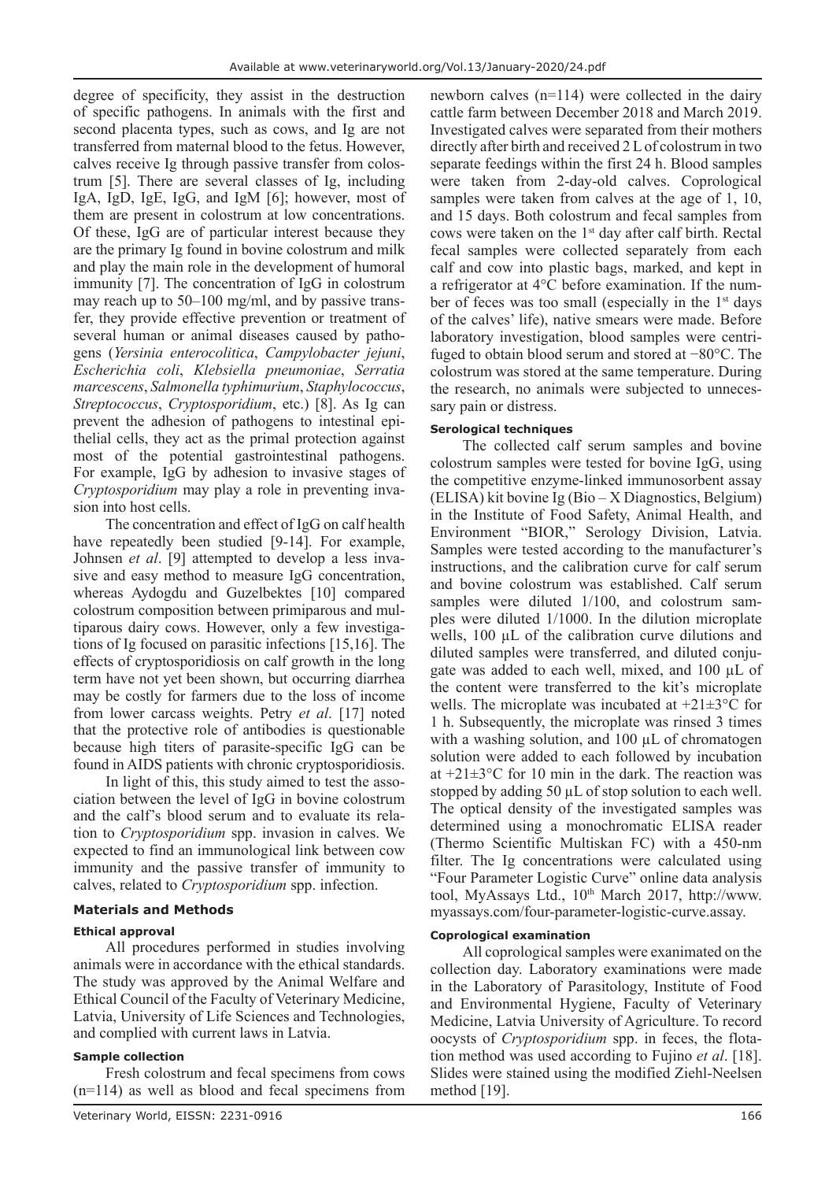degree of specificity, they assist in the destruction of specific pathogens. In animals with the first and second placenta types, such as cows, and Ig are not transferred from maternal blood to the fetus. However, calves receive Ig through passive transfer from colostrum [5]. There are several classes of Ig, including IgA, IgD, IgE, IgG, and IgM [6]; however, most of them are present in colostrum at low concentrations. Of these, IgG are of particular interest because they are the primary Ig found in bovine colostrum and milk and play the main role in the development of humoral immunity [7]. The concentration of IgG in colostrum may reach up to 50–100 mg/ml, and by passive transfer, they provide effective prevention or treatment of several human or animal diseases caused by pathogens (*Yersinia enterocolitica*, *Campylobacter jejuni*, *Escherichia coli*, *Klebsiella pneumoniae*, *Serratia marcescens*, *Salmonella typhimurium*, *Staphylococcus*, *Streptococcus*, *Cryptosporidium*, etc.) [8]. As Ig can prevent the adhesion of pathogens to intestinal epithelial cells, they act as the primal protection against most of the potential gastrointestinal pathogens. For example, IgG by adhesion to invasive stages of *Cryptosporidium* may play a role in preventing invasion into host cells.

The concentration and effect of IgG on calf health have repeatedly been studied [9-14]. For example, Johnsen *et al*. [9] attempted to develop a less invasive and easy method to measure IgG concentration, whereas Aydogdu and Guzelbektes [10] compared colostrum composition between primiparous and multiparous dairy cows. However, only a few investigations of Ig focused on parasitic infections [15,16]. The effects of cryptosporidiosis on calf growth in the long term have not yet been shown, but occurring diarrhea may be costly for farmers due to the loss of income from lower carcass weights. Petry *et al*. [17] noted that the protective role of antibodies is questionable because high titers of parasite-specific IgG can be found in AIDS patients with chronic cryptosporidiosis.

In light of this, this study aimed to test the association between the level of IgG in bovine colostrum and the calf's blood serum and to evaluate its relation to *Cryptosporidium* spp. invasion in calves. We expected to find an immunological link between cow immunity and the passive transfer of immunity to calves, related to *Cryptosporidium* spp. infection.

## Materials and Methods

### Ethical approval

All procedures performed in studies involving animals were in accordance with the ethical standards. The study was approved by the Animal Welfare and Ethical Council of the Faculty of Veterinary Medicine, Latvia, University of Life Sciences and Technologies, and complied with current laws in Latvia.

### Sample collection

Fresh colostrum and fecal specimens from cows (n=114) as well as blood and fecal specimens from newborn calves (n=114) were collected in the dairy cattle farm between December 2018 and March 2019. Investigated calves were separated from their mothers directly after birth and received 2 L of colostrum in two separate feedings within the first 24 h. Blood samples were taken from 2-day-old calves. Coprological samples were taken from calves at the age of 1, 10, and 15 days. Both colostrum and fecal samples from cows were taken on the 1st day after calf birth. Rectal fecal samples were collected separately from each calf and cow into plastic bags, marked, and kept in a refrigerator at 4°C before examination. If the number of feces was too small (especially in the 1st days of the calves' life), native smears were made. Before laboratory investigation, blood samples were centrifuged to obtain blood serum and stored at −80°C. The colostrum was stored at the same temperature. During the research, no animals were subjected to unnecessary pain or distress.

### Serological techniques

The collected calf serum samples and bovine colostrum samples were tested for bovine IgG, using the competitive enzyme-linked immunosorbent assay (ELISA) kit bovine Ig (Bio – X Diagnostics, Belgium) in the Institute of Food Safety, Animal Health, and Environment "BIOR," Serology Division, Latvia. Samples were tested according to the manufacturer's instructions, and the calibration curve for calf serum and bovine colostrum was established. Calf serum samples were diluted 1/100, and colostrum samples were diluted 1/1000. In the dilution microplate wells, 100 µL of the calibration curve dilutions and diluted samples were transferred, and diluted conjugate was added to each well, mixed, and 100 µL of the content were transferred to the kit's microplate wells. The microplate was incubated at +21±3°C for 1 h. Subsequently, the microplate was rinsed 3 times with a washing solution, and 100 µL of chromatogen solution were added to each followed by incubation at +21±3°C for 10 min in the dark. The reaction was stopped by adding 50 µL of stop solution to each well. The optical density of the investigated samples was determined using a monochromatic ELISA reader (Thermo Scientific Multiskan FC) with a 450-nm filter. The Ig concentrations were calculated using "Four Parameter Logistic Curve" online data analysis tool, MyAssays Ltd., 10th March 2017, http://www.myassays.com/four-parameter-logistic-curve.assay.

### Coprological examination

All coprological samples were exanimated on the collection day. Laboratory examinations were made in the Laboratory of Parasitology, Institute of Food and Environmental Hygiene, Faculty of Veterinary Medicine, Latvia University of Agriculture. To record oocysts of *Cryptosporidium* spp. in feces, the flotation method was used according to Fujino *et al*. [18]. Slides were stained using the modified Ziehl-Neelsen method [19].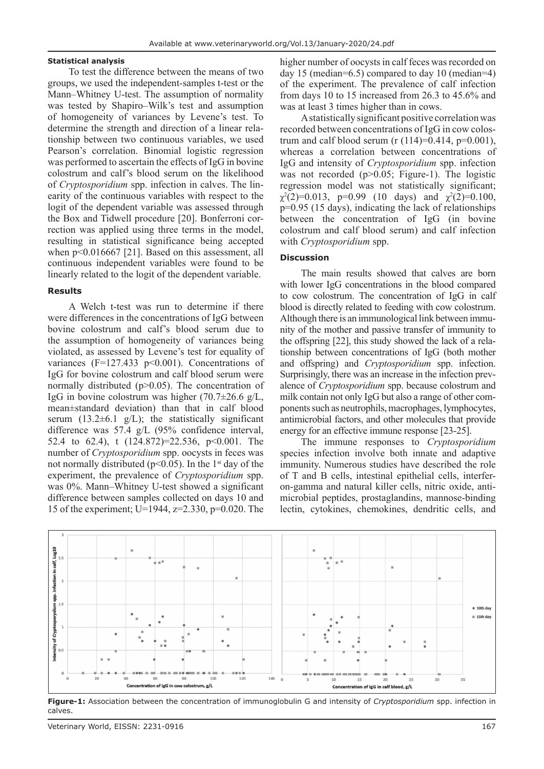#### Statistical analysis

To test the difference between the means of two groups, we used the independent-samples t-test or the Mann–Whitney U-test. The assumption of normality was tested by Shapiro–Wilk's test and assumption of homogeneity of variances by Levene's test. To determine the strength and direction of a linear relationship between two continuous variables, we used Pearson's correlation. Binomial logistic regression was performed to ascertain the effects of IgG in bovine colostrum and calf's blood serum on the likelihood of *Cryptosporidium* spp. infection in calves. The linearity of the continuous variables with respect to the logit of the dependent variable was assessed through the Box and Tidwell procedure [20]. Bonferroni correction was applied using three terms in the model, resulting in statistical significance being accepted when $p<0.016667$ [21]. Based on this assessment, all continuous independent variables were found to be linearly related to the logit of the dependent variable.

### Results

A Welch t-test was run to determine if there were differences in the concentrations of IgG between bovine colostrum and calf's blood serum due to the assumption of homogeneity of variances being violated, as assessed by Levene's test for equality of variances ($F=127.433$ $p<0.001$). Concentrations of IgG for bovine colostrum and calf blood serum were normally distributed ($p>0.05$). The concentration of IgG in bovine colostrum was higher ($70.7\pm26.6$ g/L, mean±standard deviation) than that in calf blood serum ($13.2\pm6.1$ g/L); the statistically significant difference was 57.4 g/L (95% confidence interval, 52.4 to 62.4), $t(124.872)=22.536$, $p<0.001$. The number of *Cryptosporidium* spp. oocysts in feces was not normally distributed ($p<0.05$). In the 1st day of the experiment, the prevalence of *Cryptosporidium* spp. was 0%. Mann–Whitney U-test showed a significant difference between samples collected on days 10 and 15 of the experiment; $U=1944$, $z=2.330$, $p=0.020$. The higher number of oocysts in calf feces was recorded on day 15 (median=6.5) compared to day 10 (median=4) of the experiment. The prevalence of calf infection from days 10 to 15 increased from 26.3 to 45.6% and was at least 3 times higher than in cows.

A statistically significant positive correlation was recorded between concentrations of IgG in cow colostrum and calf blood serum ($r(114)=0.414$, $p=0.001$), whereas a correlation between concentrations of IgG and intensity of *Cryptosporidium* spp. infection was not recorded ($p>0.05$; Figure-1). The logistic regression model was not statistically significant; $\chi^2(2)=0.013$, $p=0.99$ (10 days) and $\chi^2(2)=0.100$, $p=0.95$ (15 days), indicating the lack of relationships between the concentration of IgG (in bovine colostrum and calf blood serum) and calf infection with *Cryptosporidium* spp.

### Discussion

The main results showed that calves are born with lower IgG concentrations in the blood compared to cow colostrum. The concentration of IgG in calf blood is directly related to feeding with cow colostrum. Although there is an immunological link between immunity of the mother and passive transfer of immunity to the offspring [22], this study showed the lack of a relationship between concentrations of IgG (both mother and offspring) and *Cryptosporidium* spp. infection. Surprisingly, there was an increase in the infection prevalence of *Cryptosporidium* spp. because colostrum and milk contain not only IgG but also a range of other components such as neutrophils, macrophages, lymphocytes, antimicrobial factors, and other molecules that provide energy for an effective immune response [23-25].

The immune responses to *Cryptosporidium* species infection involve both innate and adaptive immunity. Numerous studies have described the role of T and B cells, intestinal epithelial cells, interferon-gamma and natural killer cells, nitric oxide, antimicrobial peptides, prostaglandins, mannose-binding lectin, cytokines, chemokines, dendritic cells, and

**Figure-1:** Association between the concentration of immunoglobulin G and intensity of *Cryptosporidium* spp. infection in calves.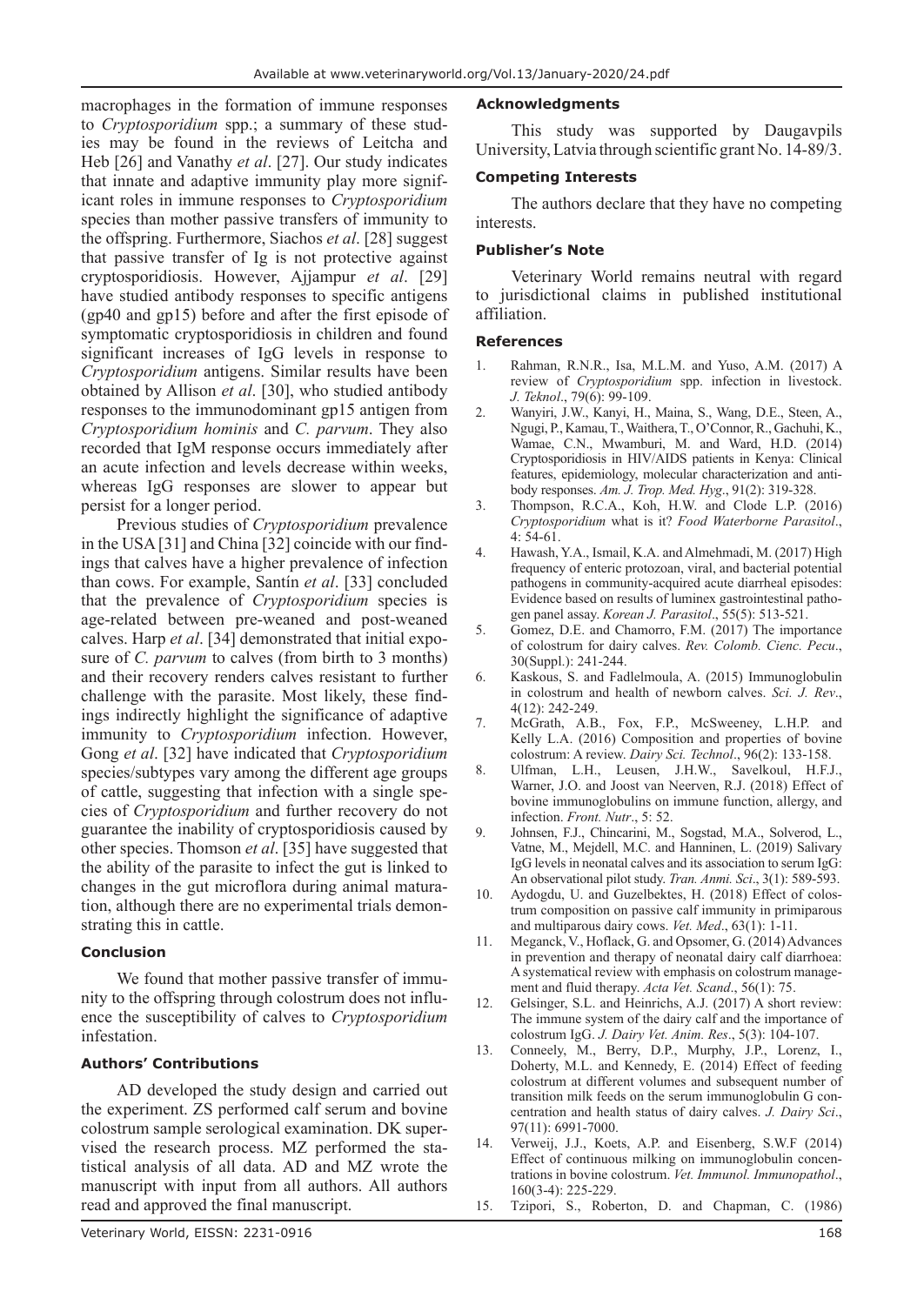macrophages in the formation of immune responses to *Cryptosporidium* spp.; a summary of these studies may be found in the reviews of Leitcha and Heb [26] and Vanathy *et al*. [27]. Our study indicates that innate and adaptive immunity play more significant roles in immune responses to *Cryptosporidium* species than mother passive transfers of immunity to the offspring. Furthermore, Siachos *et al*. [28] suggest that passive transfer of Ig is not protective against cryptosporidiosis. However, Ajjampur *et al*. [29] have studied antibody responses to specific antigens (gp40 and gp15) before and after the first episode of symptomatic cryptosporidiosis in children and found significant increases of IgG levels in response to *Cryptosporidium* antigens. Similar results have been obtained by Allison *et al*. [30], who studied antibody responses to the immunodominant gp15 antigen from *Cryptosporidium hominis* and *C. parvum*. They also recorded that IgM response occurs immediately after an acute infection and levels decrease within weeks, whereas IgG responses are slower to appear but persist for a longer period.

Previous studies of *Cryptosporidium* prevalence in the USA [31] and China [32] coincide with our findings that calves have a higher prevalence of infection than cows. For example, Santín *et al*. [33] concluded that the prevalence of *Cryptosporidium* species is age-related between pre-weaned and post-weaned calves. Harp *et al*. [34] demonstrated that initial exposure of *C. parvum* to calves (from birth to 3 months) and their recovery renders calves resistant to further challenge with the parasite. Most likely, these findings indirectly highlight the significance of adaptive immunity to *Cryptosporidium* infection. However, Gong *et al*. [32] have indicated that *Cryptosporidium* species/subtypes vary among the different age groups of cattle, suggesting that infection with a single species of *Cryptosporidium* and further recovery do not guarantee the inability of cryptosporidiosis caused by other species. Thomson *et al*. [35] have suggested that the ability of the parasite to infect the gut is linked to changes in the gut microflora during animal maturation, although there are no experimental trials demonstrating this in cattle.

## Conclusion

We found that mother passive transfer of immunity to the offspring through colostrum does not influence the susceptibility of calves to *Cryptosporidium* infestation.

## Authors' Contributions

AD developed the study design and carried out the experiment. ZS performed calf serum and bovine colostrum sample serological examination. DK supervised the research process. MZ performed the statistical analysis of all data. AD and MZ wrote the manuscript with input from all authors. All authors read and approved the final manuscript.

## Acknowledgments

This study was supported by Daugavpils University, Latvia through scientific grant No. 14-89/3.

## Competing Interests

The authors declare that they have no competing interests.

## Publisher's Note

Veterinary World remains neutral with regard to jurisdictional claims in published institutional affiliation.

## References

1. Rahman, R.N.R., Isa, M.L.M. and Yuso, A.M. (2017) A review of *Cryptosporidium* spp. infection in livestock. *J. Teknol*., 79(6): 99-109.
2. Wanyiri, J.W., Kanyi, H., Maina, S., Wang, D.E., Steen, A., Ngugi, P., Kamau, T., Waithera, T., O'Connor, R., Gachuhi, K., Wamae, C.N., Mwamburi, M. and Ward, H.D. (2014) Cryptosporidiosis in HIV/AIDS patients in Kenya: Clinical features, epidemiology, molecular characterization and antibody responses. *Am. J. Trop. Med. Hyg*., 91(2): 319-328.
3. Thompson, R.C.A., Koh, H.W. and Clode L.P. (2016) *Cryptosporidium* what is it? *Food Waterborne Parasitol*., 4: 54-61.
4. Hawash, Y.A., Ismail, K.A. and Almehmadi, M. (2017) High frequency of enteric protozoan, viral, and bacterial potential pathogens in community-acquired acute diarrheal episodes: Evidence based on results of luminex gastrointestinal pathogen panel assay. *Korean J. Parasitol*., 55(5): 513-521.
5. Gomez, D.E. and Chamorro, F.M. (2017) The importance of colostrum for dairy calves. *Rev. Colomb. Cienc. Pecu*., 30(Suppl.): 241-244.
6. Kaskous, S. and Fadlelmoula, A. (2015) Immunoglobulin in colostrum and health of newborn calves. *Sci. J. Rev*., 4(12): 242-249.
7. McGrath, A.B., Fox, F.P., McSweeney, L.H.P. and Kelly L.A. (2016) Composition and properties of bovine colostrum: A review. *Dairy Sci. Technol*., 96(2): 133-158.
8. Ulfman, L.H., Leusen, J.H.W., Savelkoul, H.F.J., Warner, J.O. and Joost van Neerven, R.J. (2018) Effect of bovine immunoglobulins on immune function, allergy, and infection. *Front. Nutr*., 5: 52.
9. Johnsen, F.J., Chincarini, M., Sogstad, M.A., Solverod, L., Vatne, M., Mejdell, M.C. and Hanninen, L. (2019) Salivary IgG levels in neonatal calves and its association to serum IgG: An observational pilot study. *Tran. Anmi. Sci*., 3(1): 589-593.
10. Aydogdu, U. and Guzelbektes, H. (2018) Effect of colostrum composition on passive calf immunity in primiparous and multiparous dairy cows. *Vet. Med*., 63(1): 1-11.
11. Meganck, V., Hoflack, G. and Opsomer, G. (2014) Advances in prevention and therapy of neonatal dairy calf diarrhoea: A systematical review with emphasis on colostrum management and fluid therapy. *Acta Vet. Scand*., 56(1): 75.
12. Gelsinger, S.L. and Heinrichs, A.J. (2017) A short review: The immune system of the dairy calf and the importance of colostrum IgG. *J. Dairy Vet. Anim. Res*., 5(3): 104-107.
13. Conneely, M., Berry, D.P., Murphy, J.P., Lorenz, I., Doherty, M.L. and Kennedy, E. (2014) Effect of feeding colostrum at different volumes and subsequent number of transition milk feeds on the serum immunoglobulin G concentration and health status of dairy calves. *J. Dairy Sci*., 97(11): 6991-7000.
14. Verweij, J.J., Koets, A.P. and Eisenberg, S.W.F (2014) Effect of continuous milking on immunoglobulin concentrations in bovine colostrum. *Vet. Immunol. Immunopathol*., 160(3-4): 225-229.
15. Tzipori, S., Roberton, D. and Chapman, C. (1986)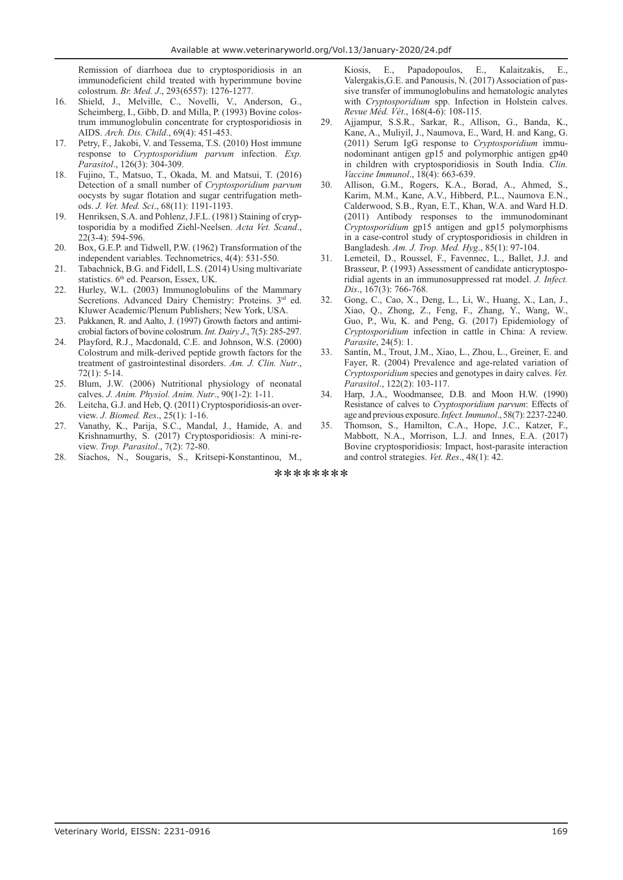Remission of diarrhoea due to cryptosporidiosis in an immunodeficient child treated with hyperimmune bovine colostrum. *Br. Med. J*., 293(6557): 1276-1277.

16. Shield, J., Melville, C., Novelli, V., Anderson, G., Scheimberg, I., Gibb, D. and Milla, P. (1993) Bovine colostrum immunoglobulin concentrate for cryptosporidiosis in AIDS. *Arch. Dis. Child*., 69(4): 451-453.
17. Petry, F., Jakobi, V. and Tessema, T.S. (2010) Host immune response to *Cryptosporidium parvum* infection. *Exp. Parasitol*., 126(3): 304-309.
18. Fujino, T., Matsuo, T., Okada, M. and Matsui, T. (2016) Detection of a small number of *Cryptosporidium parvum* oocysts by sugar flotation and sugar centrifugation methods. *J. Vet. Med. Sci*., 68(11): 1191-1193.
19. Henriksen, S.A. and Pohlenz, J.F.L. (1981) Staining of cryptosporidia by a modified Ziehl-Neelsen. *Acta Vet. Scand*., 22(3-4): 594-596.
20. Box, G.E.P. and Tidwell, P.W. (1962) Transformation of the independent variables. Technometrics, 4(4): 531-550.
21. Tabachnick, B.G. and Fidell, L.S. (2014) Using multivariate statistics. 6th ed. Pearson, Essex, UK.
22. Hurley, W.L. (2003) Immunoglobulins of the Mammary Secretions. Advanced Dairy Chemistry: Proteins. 3rd ed. Kluwer Academic/Plenum Publishers; New York, USA.
23. Pakkanen, R. and Aalto, J. (1997) Growth factors and antimicrobial factors of bovine colostrum. *Int. Dairy J*., 7(5): 285-297.
24. Playford, R.J., Macdonald, C.E. and Johnson, W.S. (2000) Colostrum and milk-derived peptide growth factors for the treatment of gastrointestinal disorders. *Am. J. Clin. Nutr*., 72(1): 5-14.
25. Blum, J.W. (2006) Nutritional physiology of neonatal calves. *J. Anim. Physiol. Anim. Nutr*., 90(1-2): 1-11.
26. Leitcha, G.J. and Heb, Q. (2011) Cryptosporidiosis-an overview. *J. Biomed. Res*., 25(1): 1-16.
27. Vanathy, K., Parija, S.C., Mandal, J., Hamide, A. and Krishnamurthy, S. (2017) Cryptosporidiosis: A mini-review. *Trop. Parasitol*., 7(2): 72-80.
28. Siachos, N., Sougaris, S., Kritsepi-Konstantinou, M., Kiosis, E., Papadopoulos, E., Kalaitzakis, E., Valergakis,G.E. and Panousis, N. (2017) Association of passive transfer of immunoglobulins and hematologic analytes with *Cryptosporidium* spp. Infection in Holstein calves. *Revue Méd. Vét*., 168(4-6): 108-115.
29. Ajjampur, S.S.R., Sarkar, R., Allison, G., Banda, K., Kane, A., Muliyil, J., Naumova, E., Ward, H. and Kang, G. (2011) Serum IgG response to *Cryptosporidium* immunodominant antigen gp15 and polymorphic antigen gp40 in children with cryptosporidiosis in South India. *Clin. Vaccine Immunol*., 18(4): 663-639.
30. Allison, G.M., Rogers, K.A., Borad, A., Ahmed, S., Karim, M.M., Kane, A.V., Hibberd, P.L., Naumova E.N., Calderwood, S.B., Ryan, E.T., Khan, W.A. and Ward H.D. (2011) Antibody responses to the immunodominant *Cryptosporidium* gp15 antigen and gp15 polymorphisms in a case-control study of cryptosporidiosis in children in Bangladesh. *Am. J. Trop. Med. Hyg*., 85(1): 97-104.
31. Lemeteil, D., Roussel, F., Favennec, L., Ballet, J.J. and Brasseur, P. (1993) Assessment of candidate anticryptosporidial agents in an immunosuppressed rat model. *J. Infect. Dis*., 167(3): 766-768.
32. Gong, C., Cao, X., Deng, L., Li, W., Huang, X., Lan, J., Xiao, Q., Zhong, Z., Feng, F., Zhang, Y., Wang, W., Guo, P., Wu, K. and Peng, G. (2017) Epidemiology of *Cryptosporidium* infection in cattle in China: A review. *Parasite*, 24(5): 1.
33. Santín, M., Trout, J.M., Xiao, L., Zhou, L., Greiner, E. and Fayer, R. (2004) Prevalence and age-related variation of *Cryptosporidium* species and genotypes in dairy calves. *Vet. Parasitol*., 122(2): 103-117.
34. Harp, J.A., Woodmansee, D.B. and Moon H.W. (1990) Resistance of calves to *Cryptosporidium parvum*: Effects of age and previous exposure. *Infect. Immunol*., 58(7): 2237-2240.
35. Thomson, S., Hamilton, C.A., Hope, J.C., Katzer, F., Mabbott, N.A., Morrison, L.J. and Innes, E.A. (2017) Bovine cryptosporidiosis: Impact, host-parasite interaction and control strategies. *Vet. Res*., 48(1): 42.

\*\*\*\*\*\*\*\*